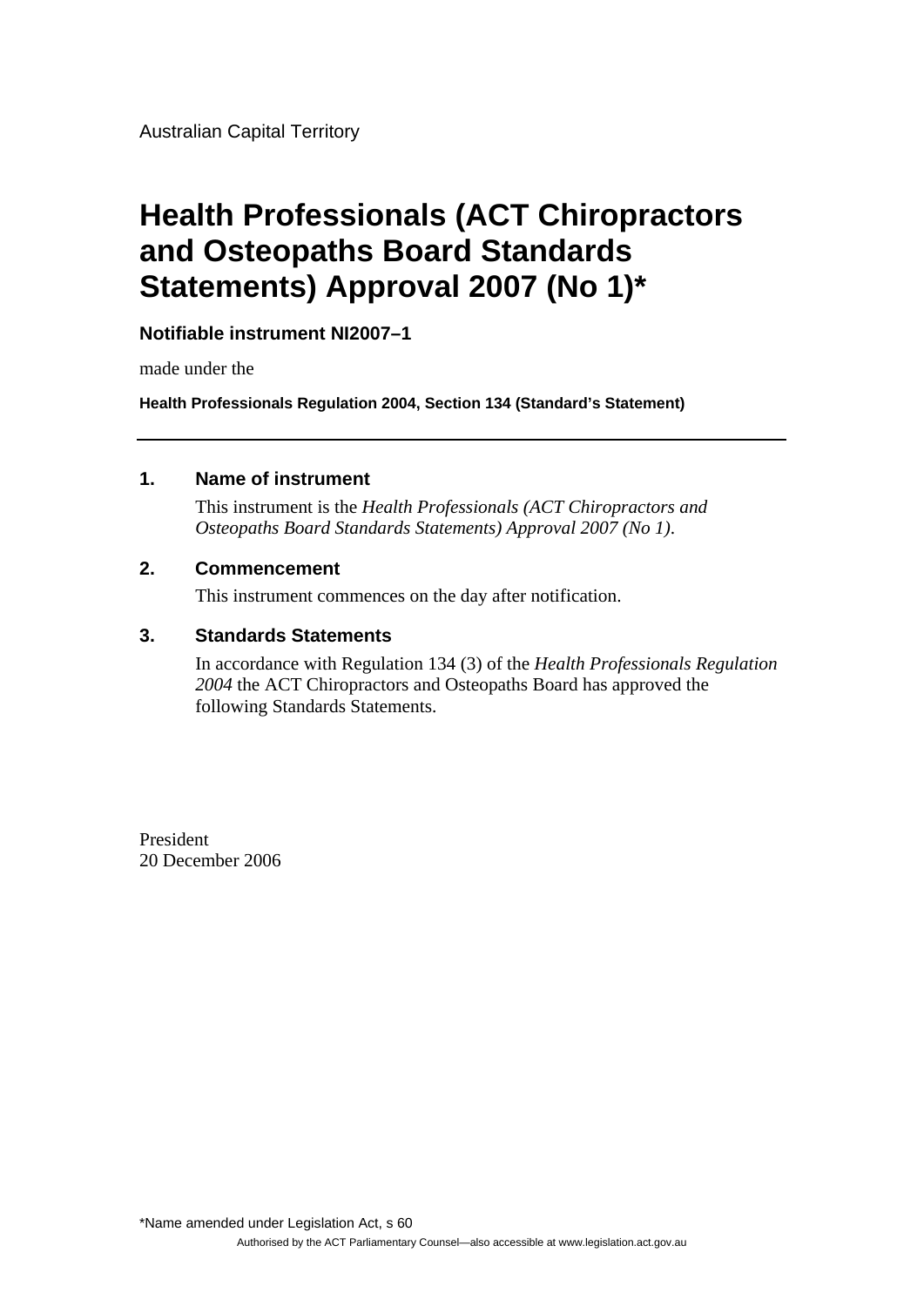Australian Capital Territory

# Health Professionals (ACT Chiropractors and Osteopaths Board Standards Statements) Approval 2007 (No 1)*

**Notifiable instrument NI2007–1**

made under the

**Health Professionals Regulation 2004, Section 134 (Standard's Statement)**

---

## 1. Name of instrument

This instrument is the *Health Professionals (ACT Chiropractors and Osteopaths Board Standards Statements) Approval 2007 (No 1)*.

## 2. Commencement

This instrument commences on the day after notification.

## 3. Standards Statements

In accordance with Regulation 134 (3) of the *Health Professionals Regulation 2004* the ACT Chiropractors and Osteopaths Board has approved the following Standards Statements.

President
20 December 2006

*Name amended under Legislation Act, s 60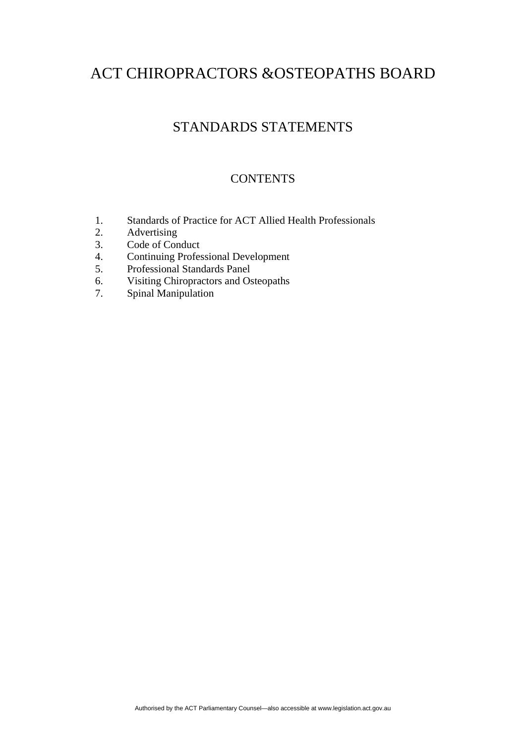# ACT CHIROPRACTORS &OSTEOPATHS BOARD

## STANDARDS STATEMENTS

### CONTENTS

1. Standards of Practice for ACT Allied Health Professionals
2. Advertising
3. Code of Conduct
4. Continuing Professional Development
5. Professional Standards Panel
6. Visiting Chiropractors and Osteopaths
7. Spinal Manipulation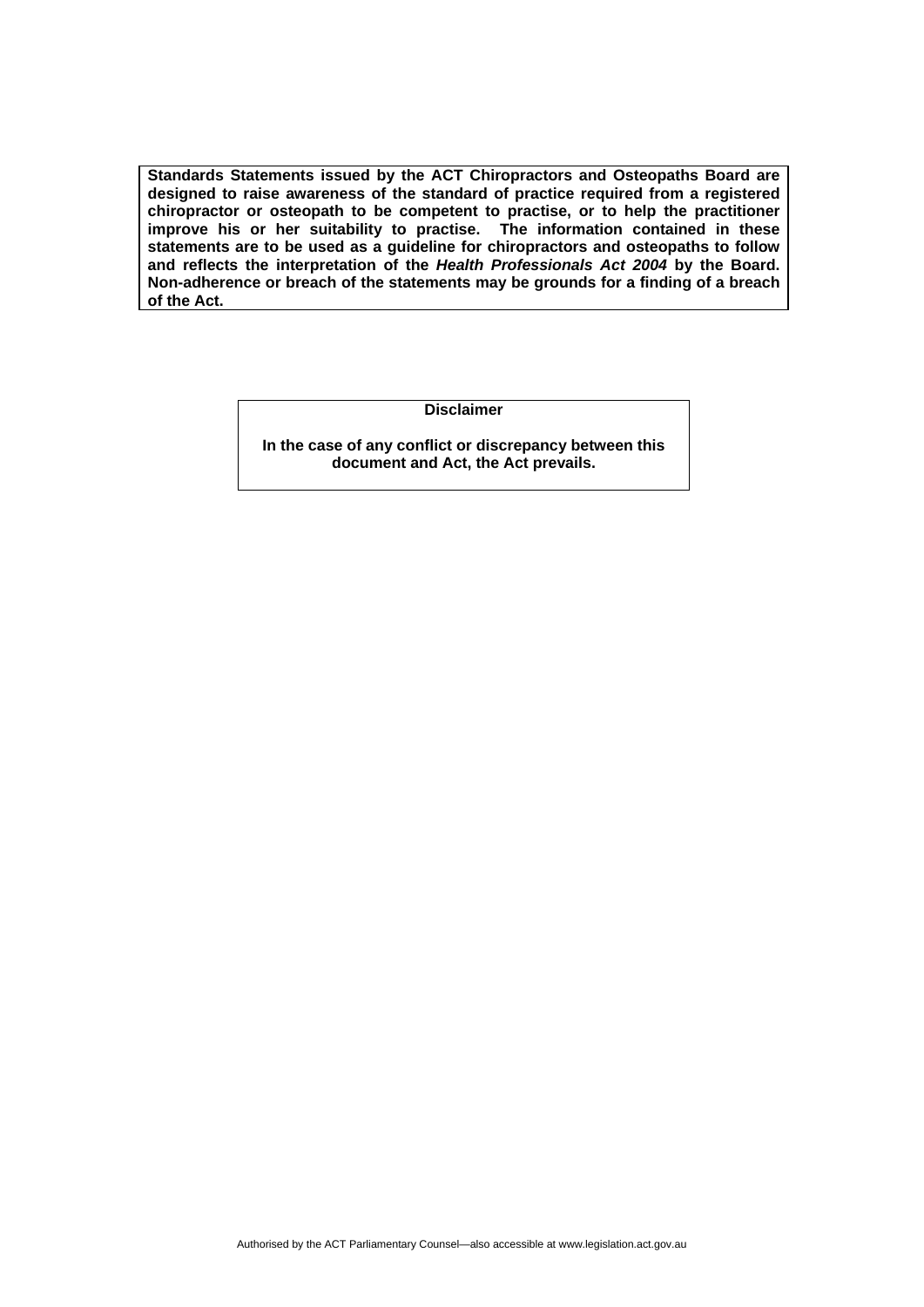**Standards Statements issued by the ACT Chiropractors and Osteopaths Board are designed to raise awareness of the standard of practice required from a registered chiropractor or osteopath to be competent to practise, or to help the practitioner improve his or her suitability to practise. The information contained in these statements are to be used as a guideline for chiropractors and osteopaths to follow and reflects the interpretation of the *Health Professionals Act 2004* by the Board. Non-adherence or breach of the statements may be grounds for a finding of a breach of the Act.**

**Disclaimer**

**In the case of any conflict or discrepancy between this document and Act, the Act prevails.**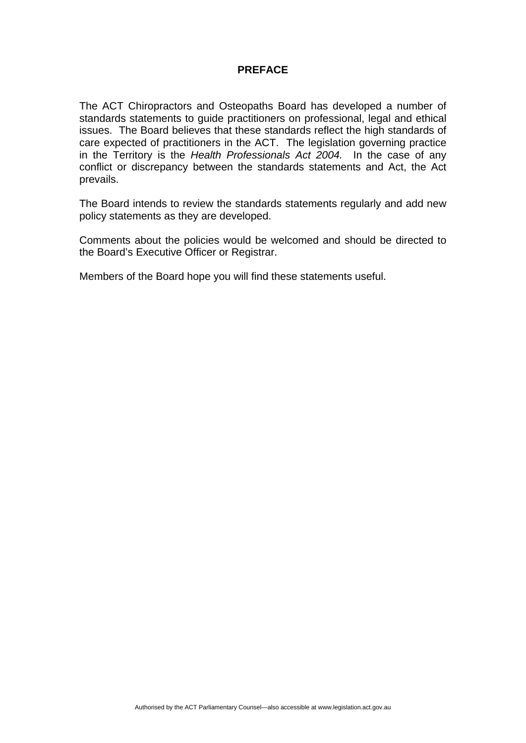# PREFACE

The ACT Chiropractors and Osteopaths Board has developed a number of standards statements to guide practitioners on professional, legal and ethical issues. The Board believes that these standards reflect the high standards of care expected of practitioners in the ACT. The legislation governing practice in the Territory is the *Health Professionals Act 2004*. In the case of any conflict or discrepancy between the standards statements and Act, the Act prevails.

The Board intends to review the standards statements regularly and add new policy statements as they are developed.

Comments about the policies would be welcomed and should be directed to the Board's Executive Officer or Registrar.

Members of the Board hope you will find these statements useful.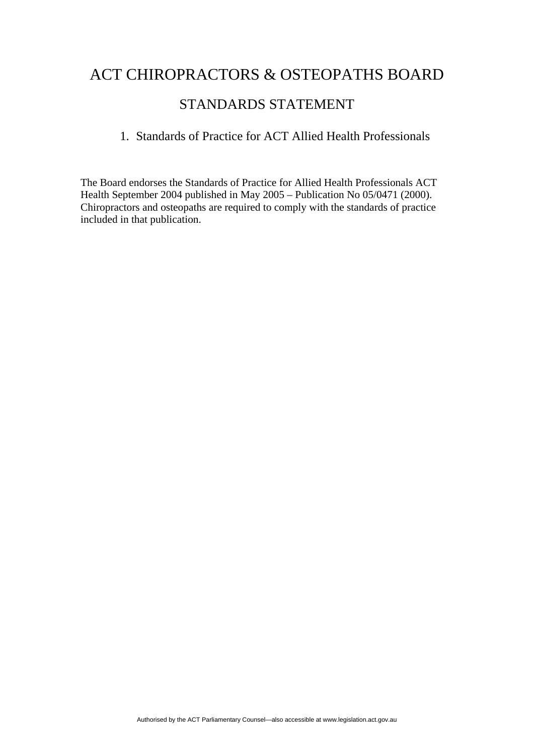# ACT CHIROPRACTORS & OSTEOPATHS BOARD

## STANDARDS STATEMENT

### 1. Standards of Practice for ACT Allied Health Professionals

The Board endorses the Standards of Practice for Allied Health Professionals ACT Health September 2004 published in May 2005 – Publication No 05/0471 (2000). Chiropractors and osteopaths are required to comply with the standards of practice included in that publication.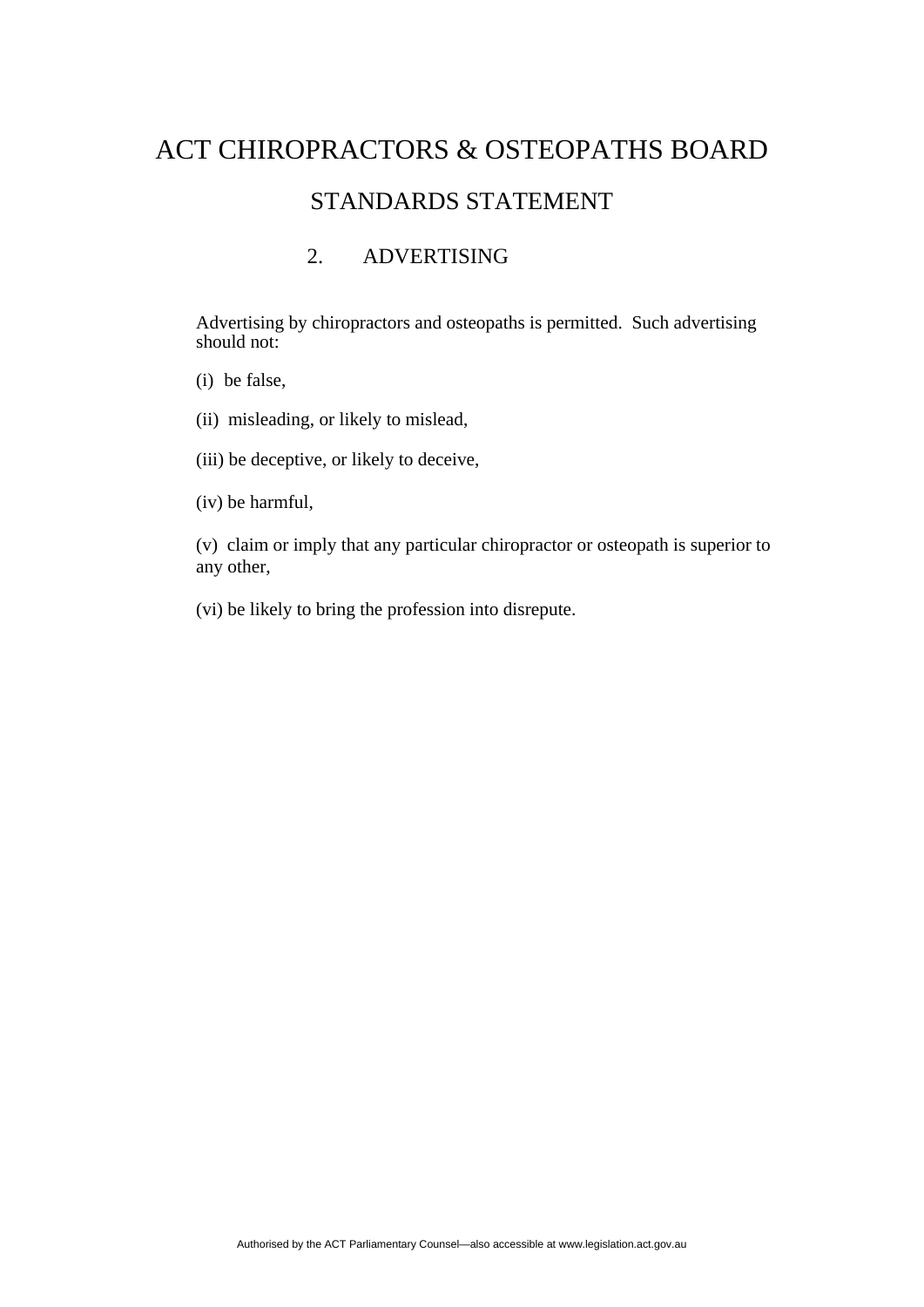# ACT CHIROPRACTORS & OSTEOPATHS BOARD

## STANDARDS STATEMENT

### 2. ADVERTISING

Advertising by chiropractors and osteopaths is permitted. Such advertising should not:

(i) be false,

(ii) misleading, or likely to mislead,

(iii) be deceptive, or likely to deceive,

(iv) be harmful,

(v) claim or imply that any particular chiropractor or osteopath is superior to any other,

(vi) be likely to bring the profession into disrepute.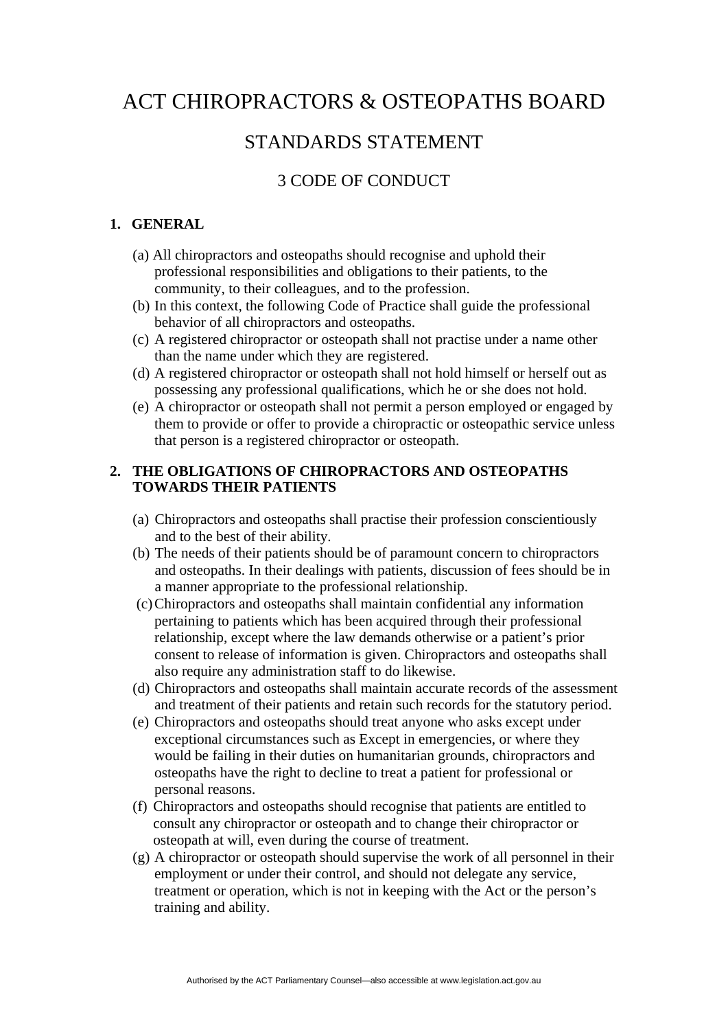# ACT CHIROPRACTORS & OSTEOPATHS BOARD

## STANDARDS STATEMENT

## 3 CODE OF CONDUCT

**1. GENERAL**

(a) All chiropractors and osteopaths should recognise and uphold their professional responsibilities and obligations to their patients, to the community, to their colleagues, and to the profession.

(b) In this context, the following Code of Practice shall guide the professional behavior of all chiropractors and osteopaths.

(c) A registered chiropractor or osteopath shall not practise under a name other than the name under which they are registered.

(d) A registered chiropractor or osteopath shall not hold himself or herself out as possessing any professional qualifications, which he or she does not hold.

(e) A chiropractor or osteopath shall not permit a person employed or engaged by them to provide or offer to provide a chiropractic or osteopathic service unless that person is a registered chiropractor or osteopath.

**2. THE OBLIGATIONS OF CHIROPRACTORS AND OSTEOPATHS TOWARDS THEIR PATIENTS**

(a) Chiropractors and osteopaths shall practise their profession conscientiously and to the best of their ability.

(b) The needs of their patients should be of paramount concern to chiropractors and osteopaths. In their dealings with patients, discussion of fees should be in a manner appropriate to the professional relationship.

(c) Chiropractors and osteopaths shall maintain confidential any information pertaining to patients which has been acquired through their professional relationship, except where the law demands otherwise or a patient's prior consent to release of information is given. Chiropractors and osteopaths shall also require any administration staff to do likewise.

(d) Chiropractors and osteopaths shall maintain accurate records of the assessment and treatment of their patients and retain such records for the statutory period.

(e) Chiropractors and osteopaths should treat anyone who asks except under exceptional circumstances such as Except in emergencies, or where they would be failing in their duties on humanitarian grounds, chiropractors and osteopaths have the right to decline to treat a patient for professional or personal reasons.

(f) Chiropractors and osteopaths should recognise that patients are entitled to consult any chiropractor or osteopath and to change their chiropractor or osteopath at will, even during the course of treatment.

(g) A chiropractor or osteopath should supervise the work of all personnel in their employment or under their control, and should not delegate any service, treatment or operation, which is not in keeping with the Act or the person's training and ability.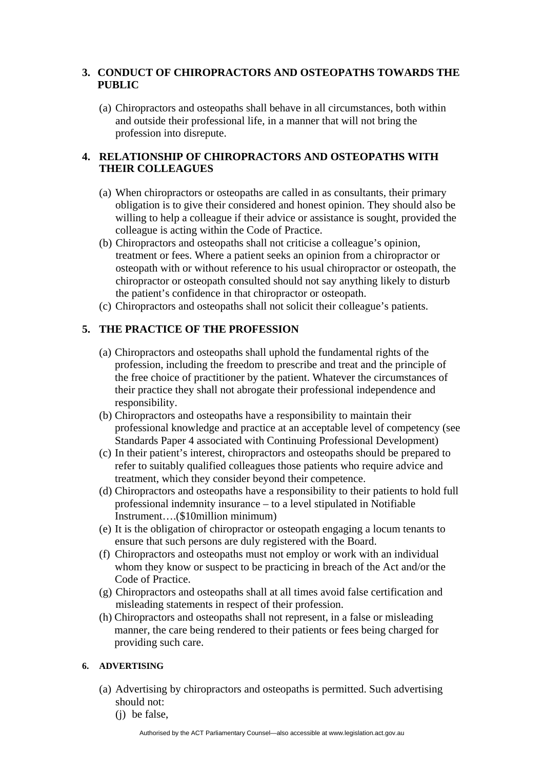## 3. CONDUCT OF CHIROPRACTORS AND OSTEOPATHS TOWARDS THE PUBLIC

(a) Chiropractors and osteopaths shall behave in all circumstances, both within and outside their professional life, in a manner that will not bring the profession into disrepute.

## 4. RELATIONSHIP OF CHIROPRACTORS AND OSTEOPATHS WITH THEIR COLLEAGUES

(a) When chiropractors or osteopaths are called in as consultants, their primary obligation is to give their considered and honest opinion. They should also be willing to help a colleague if their advice or assistance is sought, provided the colleague is acting within the Code of Practice.

(b) Chiropractors and osteopaths shall not criticise a colleague's opinion, treatment or fees. Where a patient seeks an opinion from a chiropractor or osteopath with or without reference to his usual chiropractor or osteopath, the chiropractor or osteopath consulted should not say anything likely to disturb the patient's confidence in that chiropractor or osteopath.

(c) Chiropractors and osteopaths shall not solicit their colleague's patients.

## 5. THE PRACTICE OF THE PROFESSION

(a) Chiropractors and osteopaths shall uphold the fundamental rights of the profession, including the freedom to prescribe and treat and the principle of the free choice of practitioner by the patient. Whatever the circumstances of their practice they shall not abrogate their professional independence and responsibility.

(b) Chiropractors and osteopaths have a responsibility to maintain their professional knowledge and practice at an acceptable level of competency (see Standards Paper 4 associated with Continuing Professional Development)

(c) In their patient's interest, chiropractors and osteopaths should be prepared to refer to suitably qualified colleagues those patients who require advice and treatment, which they consider beyond their competence.

(d) Chiropractors and osteopaths have a responsibility to their patients to hold full professional indemnity insurance – to a level stipulated in Notifiable Instrument….($10million minimum)

(e) It is the obligation of chiropractor or osteopath engaging a locum tenants to ensure that such persons are duly registered with the Board.

(f) Chiropractors and osteopaths must not employ or work with an individual whom they know or suspect to be practicing in breach of the Act and/or the Code of Practice.

(g) Chiropractors and osteopaths shall at all times avoid false certification and misleading statements in respect of their profession.

(h) Chiropractors and osteopaths shall not represent, in a false or misleading manner, the care being rendered to their patients or fees being charged for providing such care.

## 6. ADVERTISING

(a) Advertising by chiropractors and osteopaths is permitted. Such advertising should not:

(j) be false,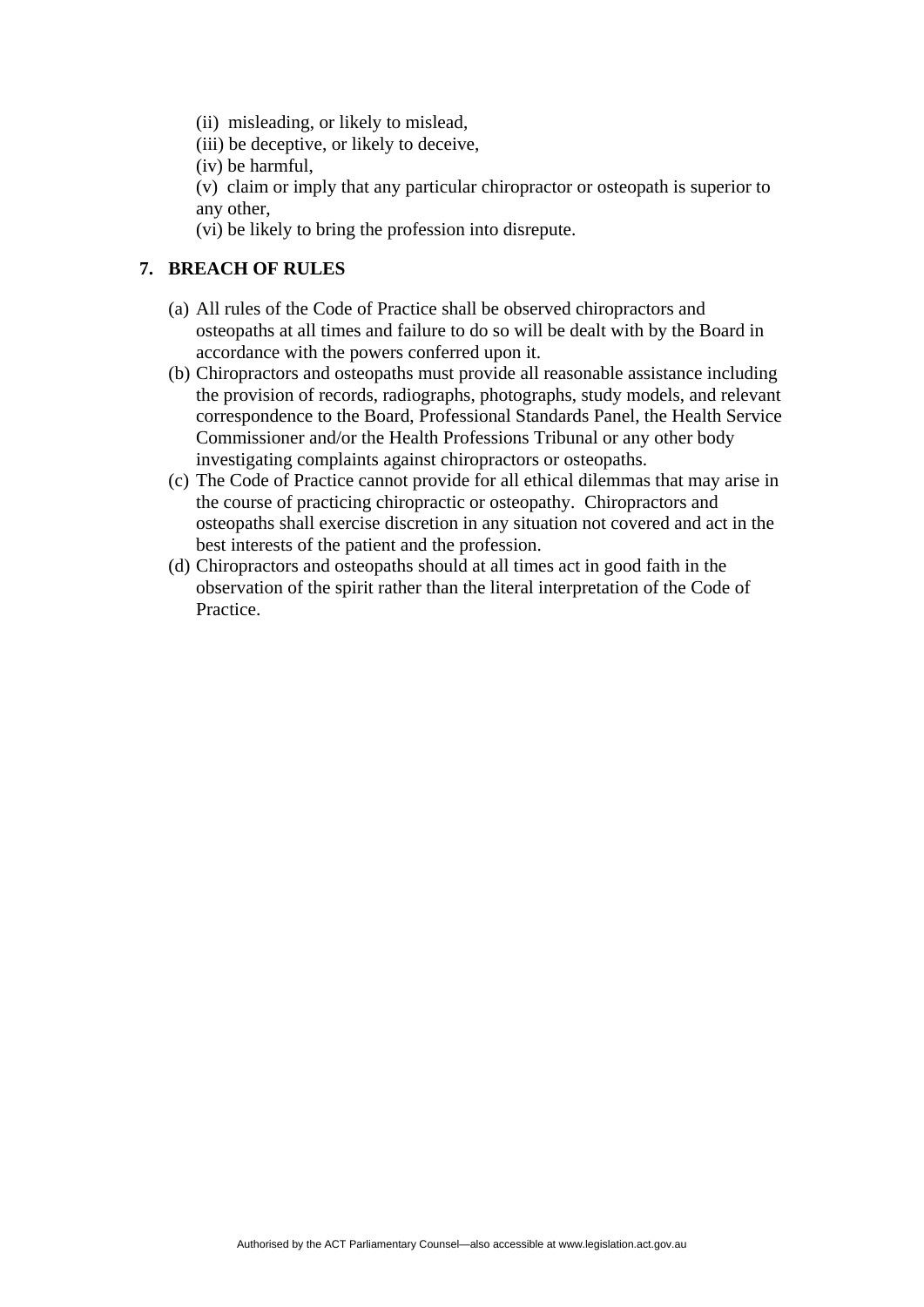(ii) misleading, or likely to mislead,

(iii) be deceptive, or likely to deceive,

(iv) be harmful,

(v) claim or imply that any particular chiropractor or osteopath is superior to any other,

(vi) be likely to bring the profession into disrepute.

## 7. BREACH OF RULES

(a) All rules of the Code of Practice shall be observed chiropractors and osteopaths at all times and failure to do so will be dealt with by the Board in accordance with the powers conferred upon it.

(b) Chiropractors and osteopaths must provide all reasonable assistance including the provision of records, radiographs, photographs, study models, and relevant correspondence to the Board, Professional Standards Panel, the Health Service Commissioner and/or the Health Professions Tribunal or any other body investigating complaints against chiropractors or osteopaths.

(c) The Code of Practice cannot provide for all ethical dilemmas that may arise in the course of practicing chiropractic or osteopathy. Chiropractors and osteopaths shall exercise discretion in any situation not covered and act in the best interests of the patient and the profession.

(d) Chiropractors and osteopaths should at all times act in good faith in the observation of the spirit rather than the literal interpretation of the Code of Practice.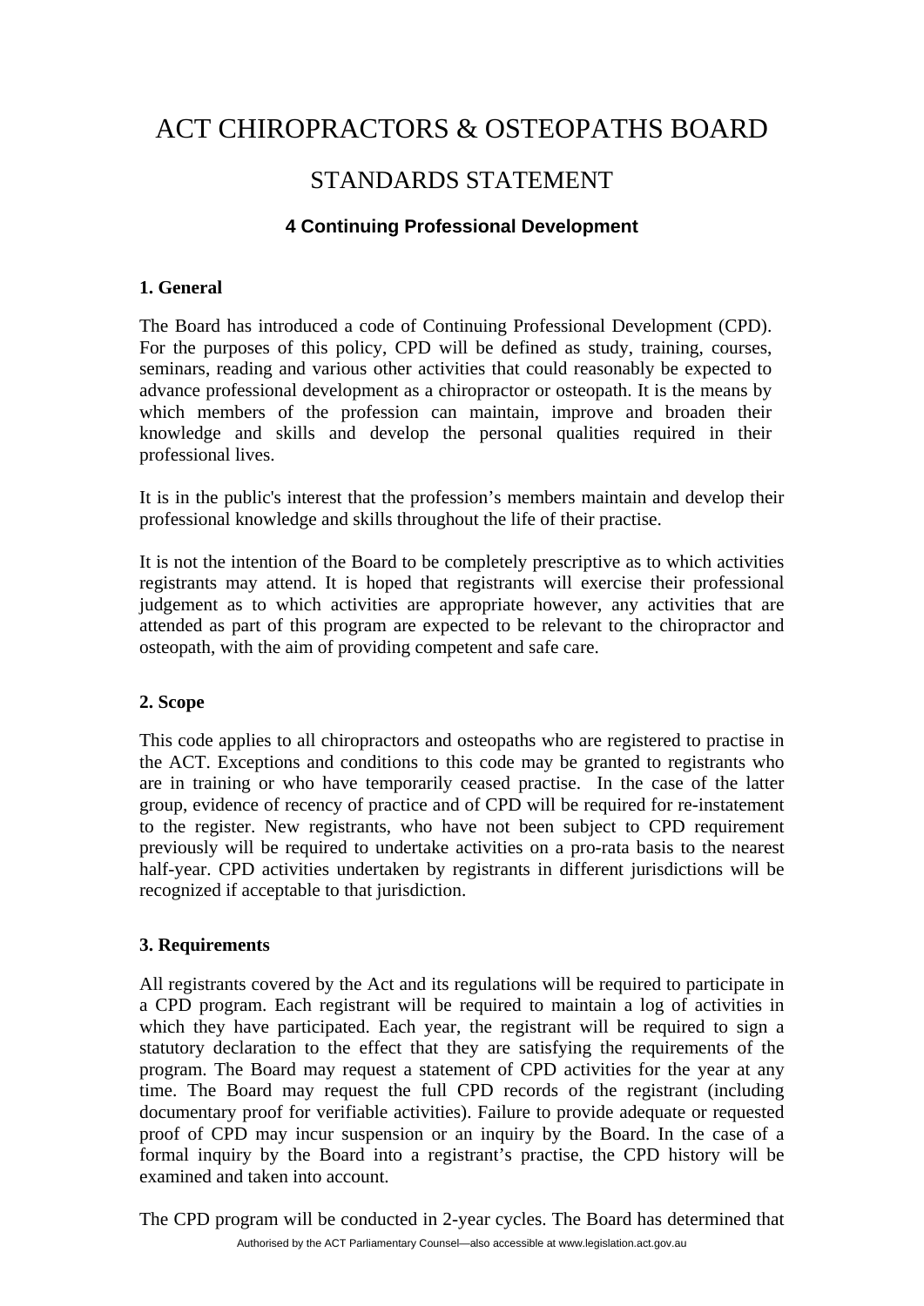# ACT CHIROPRACTORS & OSTEOPATHS BOARD

## STANDARDS STATEMENT

### 4 Continuing Professional Development

**1. General**

The Board has introduced a code of Continuing Professional Development (CPD). For the purposes of this policy, CPD will be defined as study, training, courses, seminars, reading and various other activities that could reasonably be expected to advance professional development as a chiropractor or osteopath. It is the means by which members of the profession can maintain, improve and broaden their knowledge and skills and develop the personal qualities required in their professional lives.

It is in the public's interest that the profession's members maintain and develop their professional knowledge and skills throughout the life of their practise.

It is not the intention of the Board to be completely prescriptive as to which activities registrants may attend. It is hoped that registrants will exercise their professional judgement as to which activities are appropriate however, any activities that are attended as part of this program are expected to be relevant to the chiropractor and osteopath, with the aim of providing competent and safe care.

**2. Scope**

This code applies to all chiropractors and osteopaths who are registered to practise in the ACT. Exceptions and conditions to this code may be granted to registrants who are in training or who have temporarily ceased practise. In the case of the latter group, evidence of recency of practice and of CPD will be required for re-instatement to the register. New registrants, who have not been subject to CPD requirement previously will be required to undertake activities on a pro-rata basis to the nearest half-year. CPD activities undertaken by registrants in different jurisdictions will be recognized if acceptable to that jurisdiction.

**3. Requirements**

All registrants covered by the Act and its regulations will be required to participate in a CPD program. Each registrant will be required to maintain a log of activities in which they have participated. Each year, the registrant will be required to sign a statutory declaration to the effect that they are satisfying the requirements of the program. The Board may request a statement of CPD activities for the year at any time. The Board may request the full CPD records of the registrant (including documentary proof for verifiable activities). Failure to provide adequate or requested proof of CPD may incur suspension or an inquiry by the Board. In the case of a formal inquiry by the Board into a registrant's practise, the CPD history will be examined and taken into account.

The CPD program will be conducted in 2-year cycles. The Board has determined that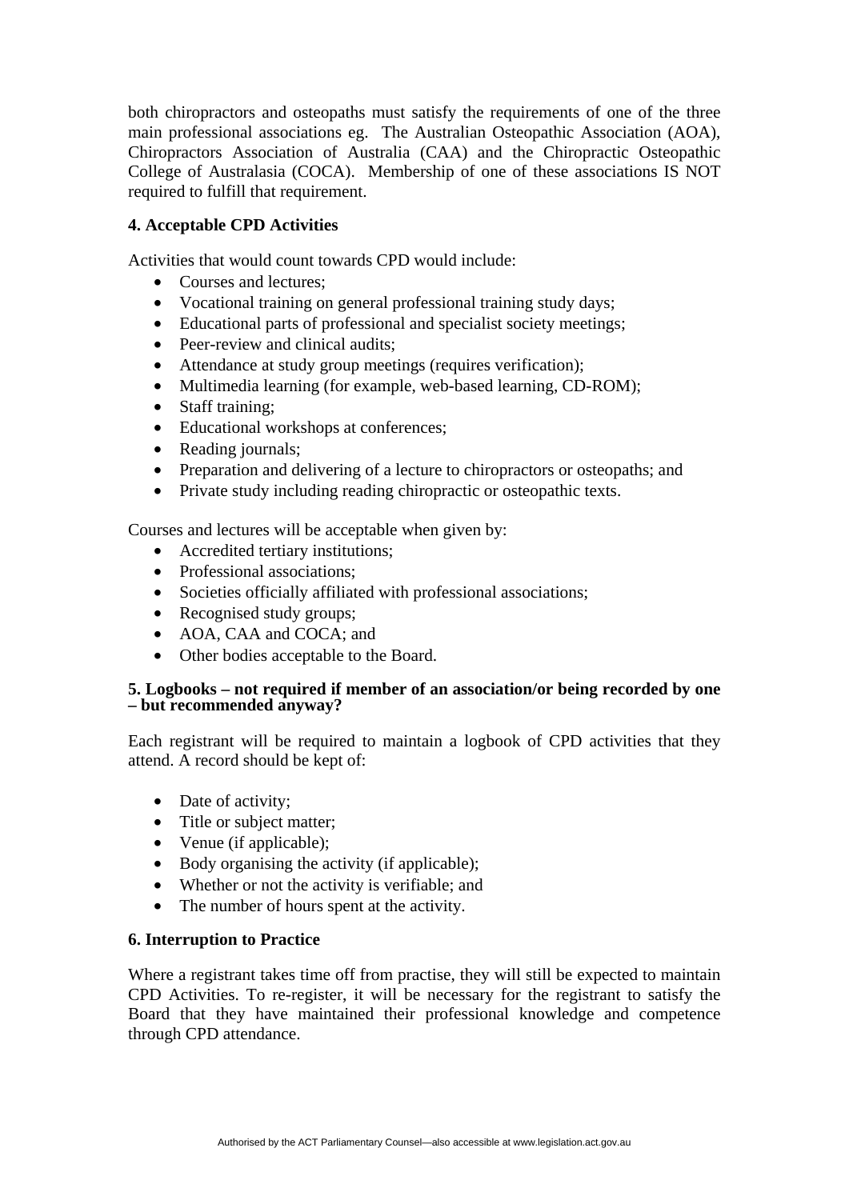both chiropractors and osteopaths must satisfy the requirements of one of the three main professional associations eg. The Australian Osteopathic Association (AOA), Chiropractors Association of Australia (CAA) and the Chiropractic Osteopathic College of Australasia (COCA). Membership of one of these associations IS NOT required to fulfill that requirement.

**4. Acceptable CPD Activities**

Activities that would count towards CPD would include:

- Courses and lectures;
- Vocational training on general professional training study days;
- Educational parts of professional and specialist society meetings;
- Peer-review and clinical audits;
- Attendance at study group meetings (requires verification);
- Multimedia learning (for example, web-based learning, CD-ROM);
- Staff training;
- Educational workshops at conferences;
- Reading journals;
- Preparation and delivering of a lecture to chiropractors or osteopaths; and
- Private study including reading chiropractic or osteopathic texts.

Courses and lectures will be acceptable when given by:

- Accredited tertiary institutions;
- Professional associations;
- Societies officially affiliated with professional associations;
- Recognised study groups;
- AOA, CAA and COCA; and
- Other bodies acceptable to the Board.

**5. Logbooks – not required if member of an association/or being recorded by one – but recommended anyway?**

Each registrant will be required to maintain a logbook of CPD activities that they attend. A record should be kept of:

- Date of activity;
- Title or subject matter;
- Venue (if applicable);
- Body organising the activity (if applicable);
- Whether or not the activity is verifiable; and
- The number of hours spent at the activity.

**6. Interruption to Practice**

Where a registrant takes time off from practise, they will still be expected to maintain CPD Activities. To re-register, it will be necessary for the registrant to satisfy the Board that they have maintained their professional knowledge and competence through CPD attendance.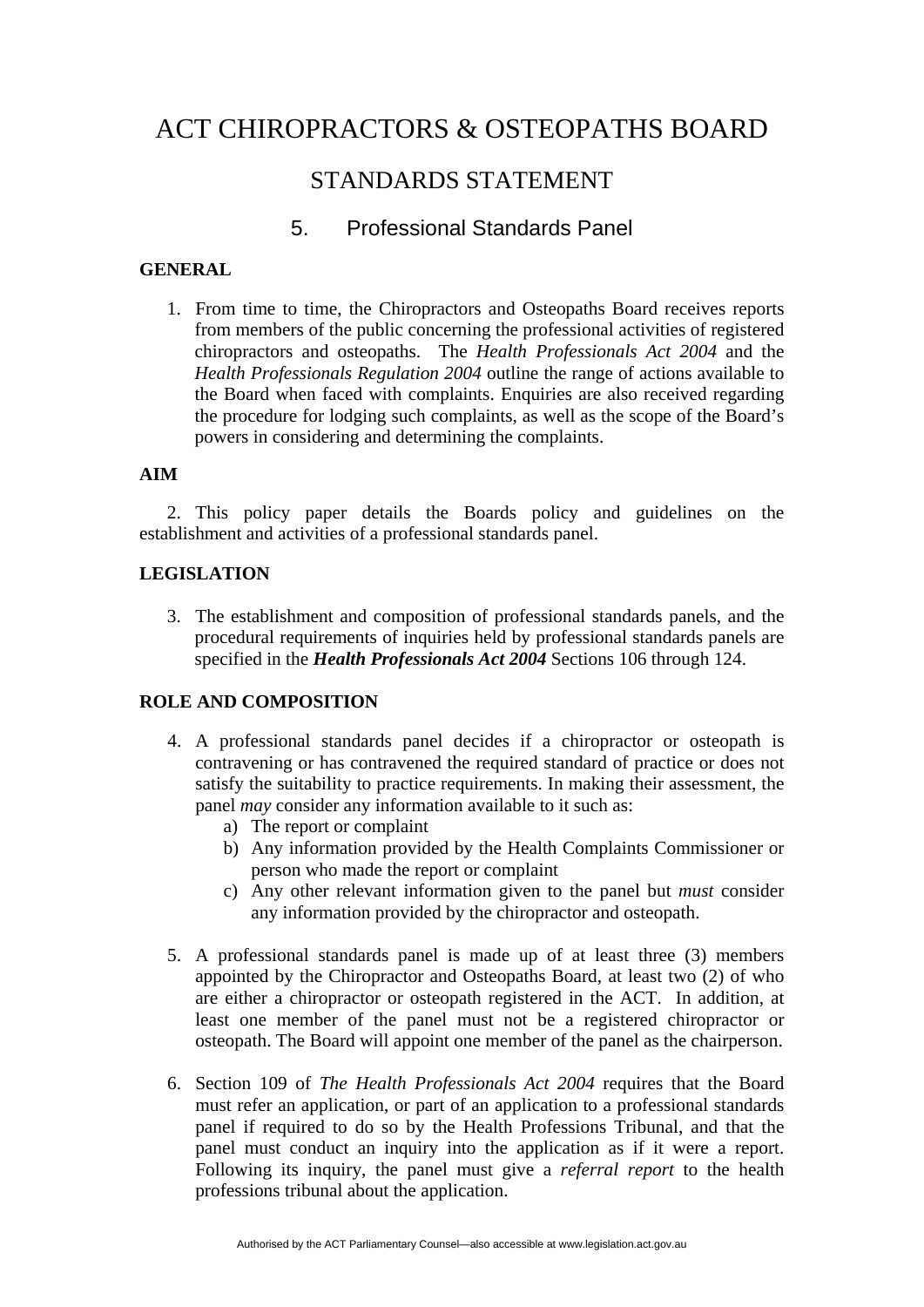# ACT CHIROPRACTORS & OSTEOPATHS BOARD

## STANDARDS STATEMENT

### 5. Professional Standards Panel

**GENERAL**

1. From time to time, the Chiropractors and Osteopaths Board receives reports from members of the public concerning the professional activities of registered chiropractors and osteopaths. The *Health Professionals Act 2004* and the *Health Professionals Regulation 2004* outline the range of actions available to the Board when faced with complaints. Enquiries are also received regarding the procedure for lodging such complaints, as well as the scope of the Board's powers in considering and determining the complaints.

**AIM**

2. This policy paper details the Boards policy and guidelines on the establishment and activities of a professional standards panel.

**LEGISLATION**

3. The establishment and composition of professional standards panels, and the procedural requirements of inquiries held by professional standards panels are specified in the ***Health Professionals Act 2004*** Sections 106 through 124.

**ROLE AND COMPOSITION**

4. A professional standards panel decides if a chiropractor or osteopath is contravening or has contravened the required standard of practice or does not satisfy the suitability to practice requirements. In making their assessment, the panel *may* consider any information available to it such as:
   a) The report or complaint
   b) Any information provided by the Health Complaints Commissioner or person who made the report or complaint
   c) Any other relevant information given to the panel but *must* consider any information provided by the chiropractor and osteopath.

5. A professional standards panel is made up of at least three (3) members appointed by the Chiropractor and Osteopaths Board, at least two (2) of who are either a chiropractor or osteopath registered in the ACT. In addition, at least one member of the panel must not be a registered chiropractor or osteopath. The Board will appoint one member of the panel as the chairperson.

6. Section 109 of *The Health Professionals Act 2004* requires that the Board must refer an application, or part of an application to a professional standards panel if required to do so by the Health Professions Tribunal, and that the panel must conduct an inquiry into the application as if it were a report. Following its inquiry, the panel must give a *referral report* to the health professions tribunal about the application.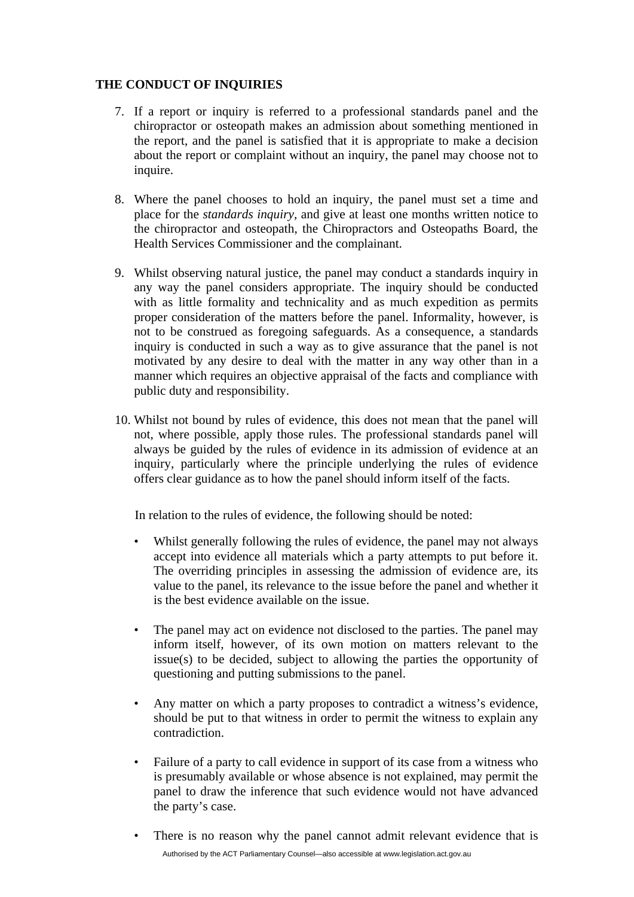**THE CONDUCT OF INQUIRIES**

7. If a report or inquiry is referred to a professional standards panel and the chiropractor or osteopath makes an admission about something mentioned in the report, and the panel is satisfied that it is appropriate to make a decision about the report or complaint without an inquiry, the panel may choose not to inquire.

8. Where the panel chooses to hold an inquiry, the panel must set a time and place for the *standards inquiry*, and give at least one months written notice to the chiropractor and osteopath, the Chiropractors and Osteopaths Board, the Health Services Commissioner and the complainant.

9. Whilst observing natural justice, the panel may conduct a standards inquiry in any way the panel considers appropriate. The inquiry should be conducted with as little formality and technicality and as much expedition as permits proper consideration of the matters before the panel. Informality, however, is not to be construed as foregoing safeguards. As a consequence, a standards inquiry is conducted in such a way as to give assurance that the panel is not motivated by any desire to deal with the matter in any way other than in a manner which requires an objective appraisal of the facts and compliance with public duty and responsibility.

10. Whilst not bound by rules of evidence, this does not mean that the panel will not, where possible, apply those rules. The professional standards panel will always be guided by the rules of evidence in its admission of evidence at an inquiry, particularly where the principle underlying the rules of evidence offers clear guidance as to how the panel should inform itself of the facts.

    In relation to the rules of evidence, the following should be noted:

    - Whilst generally following the rules of evidence, the panel may not always accept into evidence all materials which a party attempts to put before it. The overriding principles in assessing the admission of evidence are, its value to the panel, its relevance to the issue before the panel and whether it is the best evidence available on the issue.

    - The panel may act on evidence not disclosed to the parties. The panel may inform itself, however, of its own motion on matters relevant to the issue(s) to be decided, subject to allowing the parties the opportunity of questioning and putting submissions to the panel.

    - Any matter on which a party proposes to contradict a witness's evidence, should be put to that witness in order to permit the witness to explain any contradiction.

    - Failure of a party to call evidence in support of its case from a witness who is presumably available or whose absence is not explained, may permit the panel to draw the inference that such evidence would not have advanced the party's case.

    - There is no reason why the panel cannot admit relevant evidence that is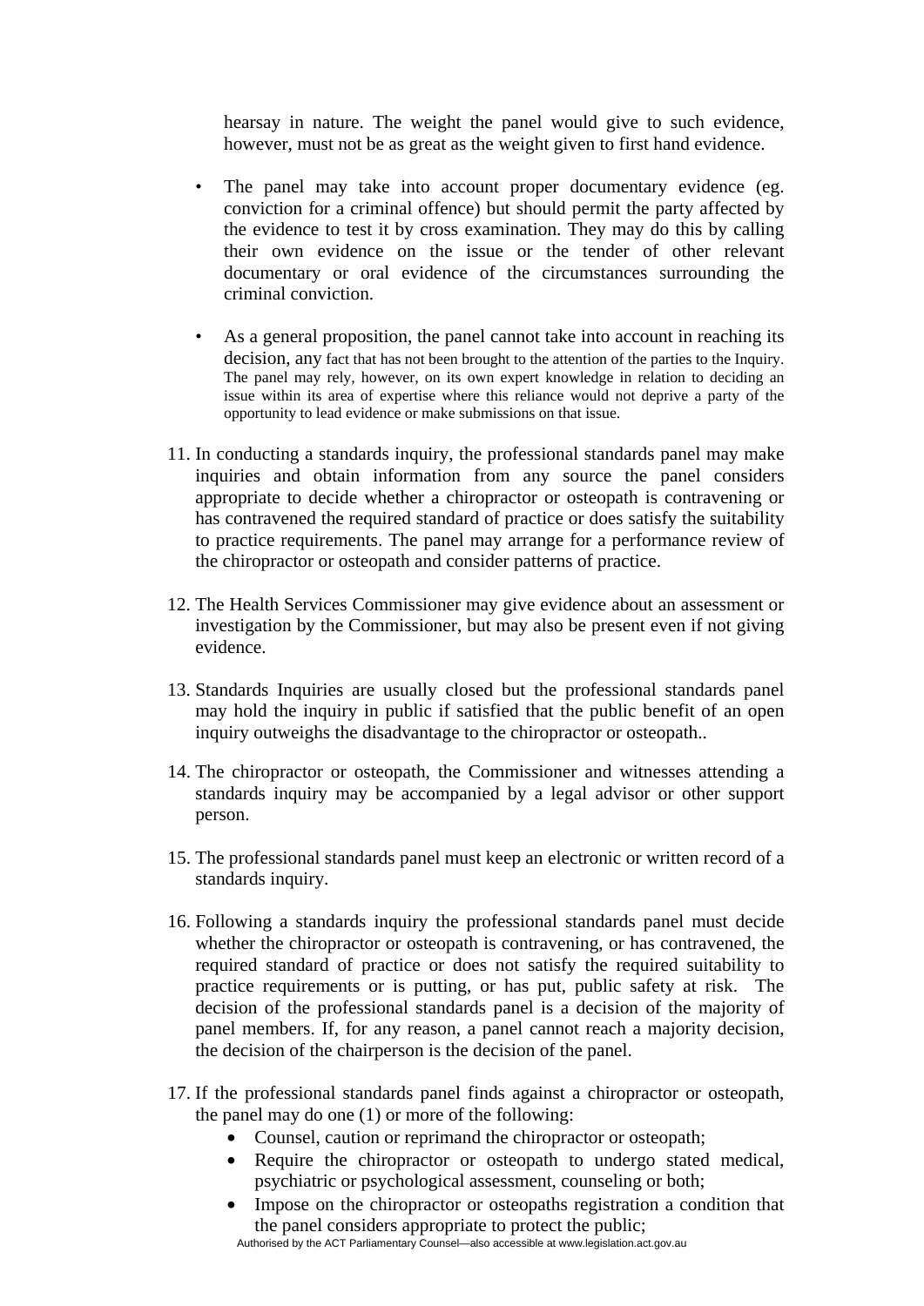hearsay in nature. The weight the panel would give to such evidence, however, must not be as great as the weight given to first hand evidence.

- The panel may take into account proper documentary evidence (eg. conviction for a criminal offence) but should permit the party affected by the evidence to test it by cross examination. They may do this by calling their own evidence on the issue or the tender of other relevant documentary or oral evidence of the circumstances surrounding the criminal conviction.

- As a general proposition, the panel cannot take into account in reaching its decision, any fact that has not been brought to the attention of the parties to the Inquiry. The panel may rely, however, on its own expert knowledge in relation to deciding an issue within its area of expertise where this reliance would not deprive a party of the opportunity to lead evidence or make submissions on that issue.

11. In conducting a standards inquiry, the professional standards panel may make inquiries and obtain information from any source the panel considers appropriate to decide whether a chiropractor or osteopath is contravening or has contravened the required standard of practice or does satisfy the suitability to practice requirements. The panel may arrange for a performance review of the chiropractor or osteopath and consider patterns of practice.

12. The Health Services Commissioner may give evidence about an assessment or investigation by the Commissioner, but may also be present even if not giving evidence.

13. Standards Inquiries are usually closed but the professional standards panel may hold the inquiry in public if satisfied that the public benefit of an open inquiry outweighs the disadvantage to the chiropractor or osteopath..

14. The chiropractor or osteopath, the Commissioner and witnesses attending a standards inquiry may be accompanied by a legal advisor or other support person.

15. The professional standards panel must keep an electronic or written record of a standards inquiry.

16. Following a standards inquiry the professional standards panel must decide whether the chiropractor or osteopath is contravening, or has contravened, the required standard of practice or does not satisfy the required suitability to practice requirements or is putting, or has put, public safety at risk. The decision of the professional standards panel is a decision of the majority of panel members. If, for any reason, a panel cannot reach a majority decision, the decision of the chairperson is the decision of the panel.

17. If the professional standards panel finds against a chiropractor or osteopath, the panel may do one (1) or more of the following:
    - Counsel, caution or reprimand the chiropractor or osteopath;
    - Require the chiropractor or osteopath to undergo stated medical, psychiatric or psychological assessment, counseling or both;
    - Impose on the chiropractor or osteopaths registration a condition that the panel considers appropriate to protect the public;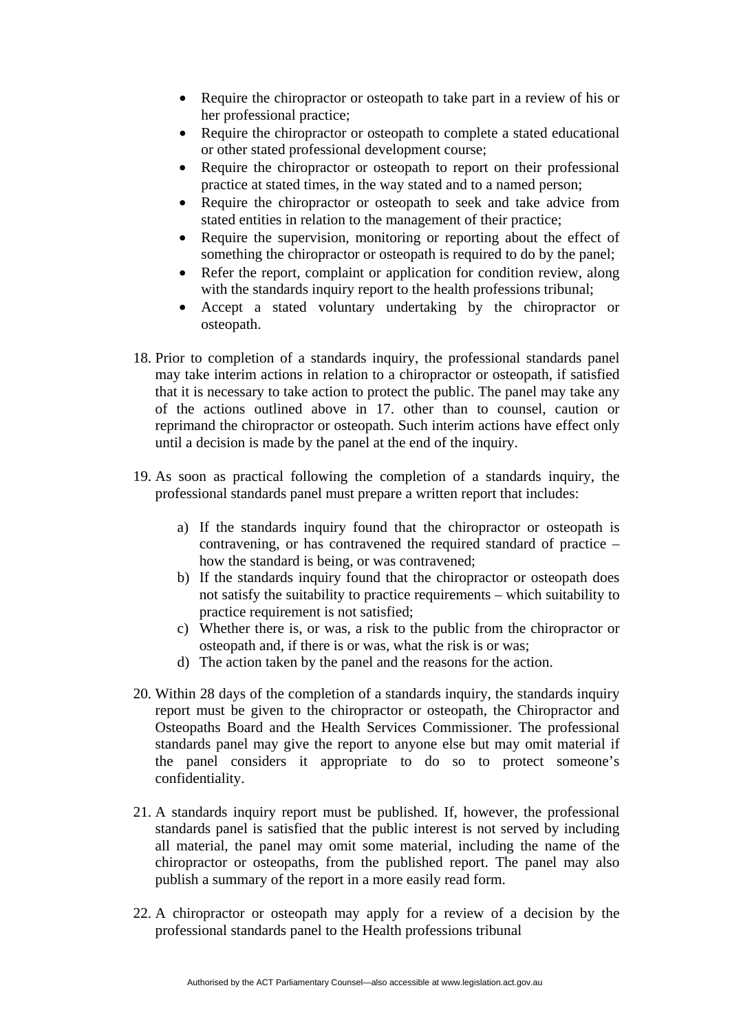- Require the chiropractor or osteopath to take part in a review of his or her professional practice;
- Require the chiropractor or osteopath to complete a stated educational or other stated professional development course;
- Require the chiropractor or osteopath to report on their professional practice at stated times, in the way stated and to a named person;
- Require the chiropractor or osteopath to seek and take advice from stated entities in relation to the management of their practice;
- Require the supervision, monitoring or reporting about the effect of something the chiropractor or osteopath is required to do by the panel;
- Refer the report, complaint or application for condition review, along with the standards inquiry report to the health professions tribunal;
- Accept a stated voluntary undertaking by the chiropractor or osteopath.

18. Prior to completion of a standards inquiry, the professional standards panel may take interim actions in relation to a chiropractor or osteopath, if satisfied that it is necessary to take action to protect the public. The panel may take any of the actions outlined above in 17. other than to counsel, caution or reprimand the chiropractor or osteopath. Such interim actions have effect only until a decision is made by the panel at the end of the inquiry.

19. As soon as practical following the completion of a standards inquiry, the professional standards panel must prepare a written report that includes:

    a) If the standards inquiry found that the chiropractor or osteopath is contravening, or has contravened the required standard of practice – how the standard is being, or was contravened;
    b) If the standards inquiry found that the chiropractor or osteopath does not satisfy the suitability to practice requirements – which suitability to practice requirement is not satisfied;
    c) Whether there is, or was, a risk to the public from the chiropractor or osteopath and, if there is or was, what the risk is or was;
    d) The action taken by the panel and the reasons for the action.

20. Within 28 days of the completion of a standards inquiry, the standards inquiry report must be given to the chiropractor or osteopath, the Chiropractor and Osteopaths Board and the Health Services Commissioner. The professional standards panel may give the report to anyone else but may omit material if the panel considers it appropriate to do so to protect someone's confidentiality.

21. A standards inquiry report must be published. If, however, the professional standards panel is satisfied that the public interest is not served by including all material, the panel may omit some material, including the name of the chiropractor or osteopaths, from the published report. The panel may also publish a summary of the report in a more easily read form.

22. A chiropractor or osteopath may apply for a review of a decision by the professional standards panel to the Health professions tribunal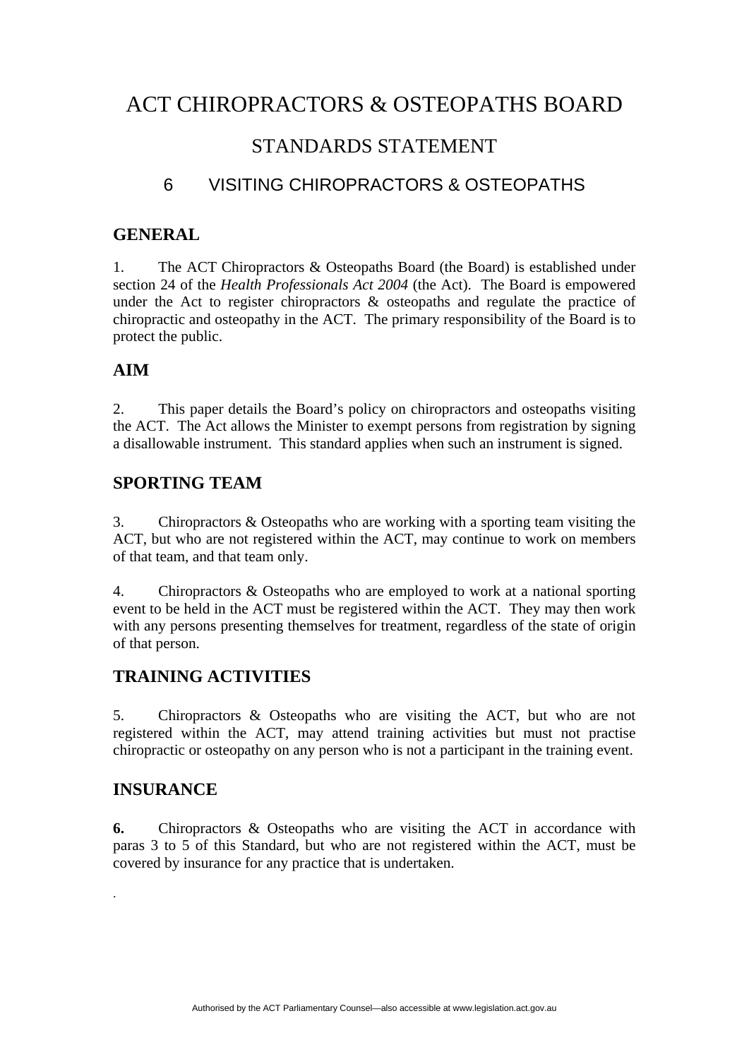# ACT CHIROPRACTORS & OSTEOPATHS BOARD

## STANDARDS STATEMENT

### 6 VISITING CHIROPRACTORS & OSTEOPATHS

## GENERAL

1. The ACT Chiropractors & Osteopaths Board (the Board) is established under section 24 of the *Health Professionals Act 2004* (the Act). The Board is empowered under the Act to register chiropractors & osteopaths and regulate the practice of chiropractic and osteopathy in the ACT. The primary responsibility of the Board is to protect the public.

## AIM

2. This paper details the Board's policy on chiropractors and osteopaths visiting the ACT. The Act allows the Minister to exempt persons from registration by signing a disallowable instrument. This standard applies when such an instrument is signed.

## SPORTING TEAM

3. Chiropractors & Osteopaths who are working with a sporting team visiting the ACT, but who are not registered within the ACT, may continue to work on members of that team, and that team only.

4. Chiropractors & Osteopaths who are employed to work at a national sporting event to be held in the ACT must be registered within the ACT. They may then work with any persons presenting themselves for treatment, regardless of the state of origin of that person.

## TRAINING ACTIVITIES

5. Chiropractors & Osteopaths who are visiting the ACT, but who are not registered within the ACT, may attend training activities but must not practise chiropractic or osteopathy on any person who is not a participant in the training event.

## INSURANCE

**6.** Chiropractors & Osteopaths who are visiting the ACT in accordance with paras 3 to 5 of this Standard, but who are not registered within the ACT, must be covered by insurance for any practice that is undertaken.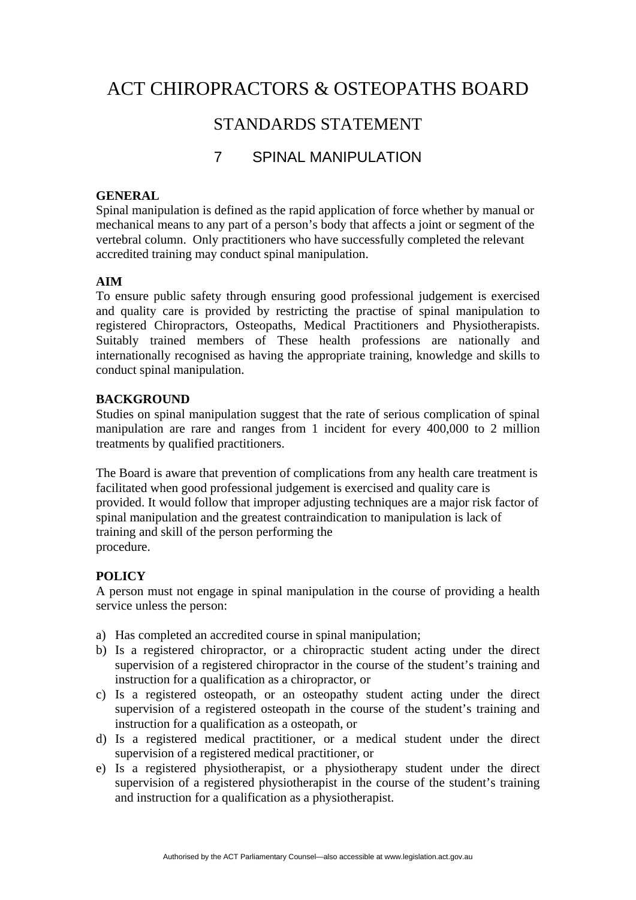# ACT CHIROPRACTORS & OSTEOPATHS BOARD

## STANDARDS STATEMENT

### 7 SPINAL MANIPULATION

**GENERAL**

Spinal manipulation is defined as the rapid application of force whether by manual or mechanical means to any part of a person's body that affects a joint or segment of the vertebral column. Only practitioners who have successfully completed the relevant accredited training may conduct spinal manipulation.

**AIM**

To ensure public safety through ensuring good professional judgement is exercised and quality care is provided by restricting the practise of spinal manipulation to registered Chiropractors, Osteopaths, Medical Practitioners and Physiotherapists. Suitably trained members of These health professions are nationally and internationally recognised as having the appropriate training, knowledge and skills to conduct spinal manipulation.

**BACKGROUND**

Studies on spinal manipulation suggest that the rate of serious complication of spinal manipulation are rare and ranges from 1 incident for every 400,000 to 2 million treatments by qualified practitioners.

The Board is aware that prevention of complications from any health care treatment is facilitated when good professional judgement is exercised and quality care is provided. It would follow that improper adjusting techniques are a major risk factor of spinal manipulation and the greatest contraindication to manipulation is lack of training and skill of the person performing the procedure.

**POLICY**

A person must not engage in spinal manipulation in the course of providing a health service unless the person:

a) Has completed an accredited course in spinal manipulation;
b) Is a registered chiropractor, or a chiropractic student acting under the direct supervision of a registered chiropractor in the course of the student's training and instruction for a qualification as a chiropractor, or
c) Is a registered osteopath, or an osteopathy student acting under the direct supervision of a registered osteopath in the course of the student's training and instruction for a qualification as a osteopath, or
d) Is a registered medical practitioner, or a medical student under the direct supervision of a registered medical practitioner, or
e) Is a registered physiotherapist, or a physiotherapy student under the direct supervision of a registered physiotherapist in the course of the student's training and instruction for a qualification as a physiotherapist.